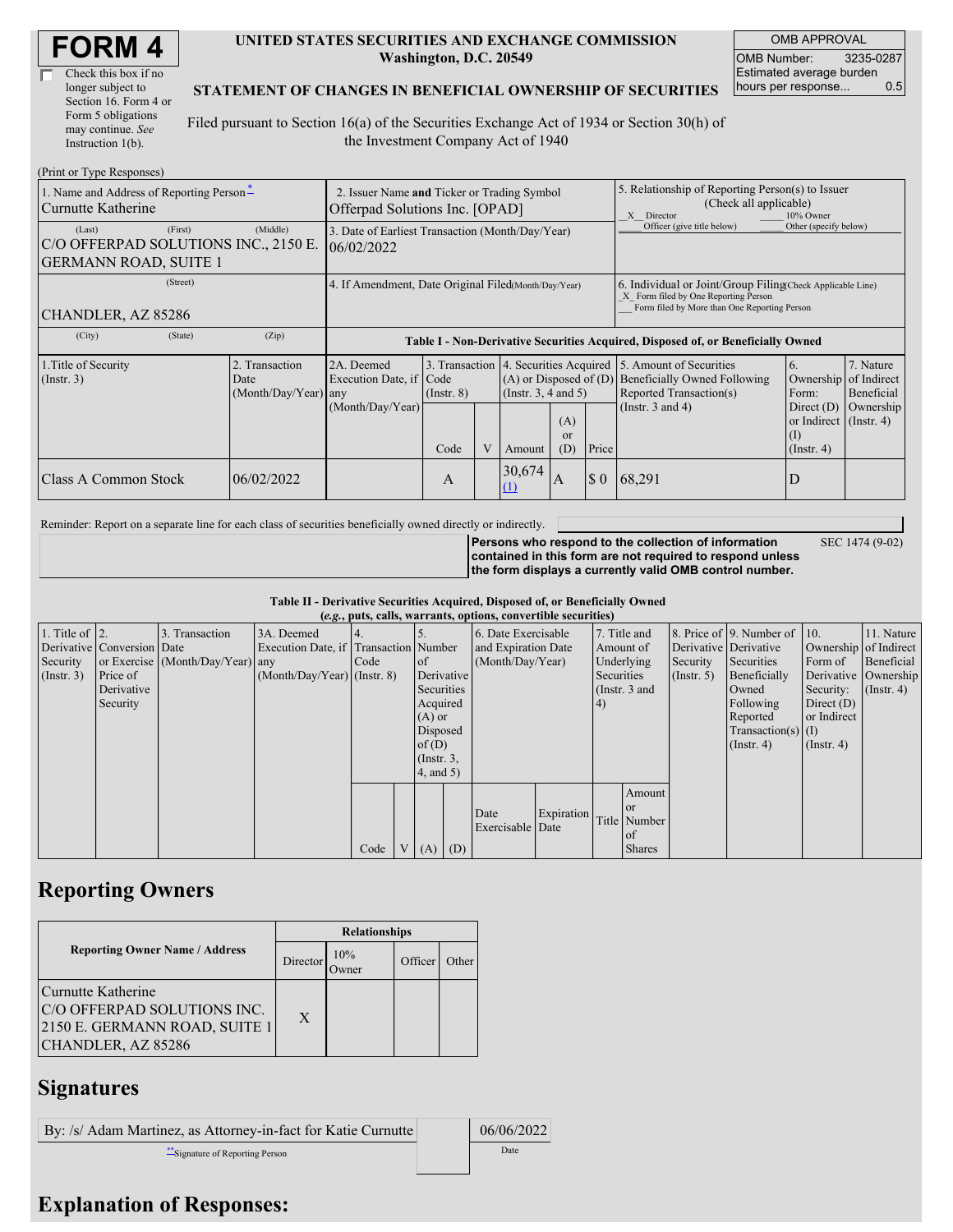# FORM 4

☐ Check this box if no longer subject to Section 16. Form 4 or Form 5 obligations may continue. *See* Instruction 1(b).

**UNITED STATES SECURITIES AND EXCHANGE COMMISSION**
**Washington, D.C. 20549**

**STATEMENT OF CHANGES IN BENEFICIAL OWNERSHIP OF SECURITIES**

Filed pursuant to Section 16(a) of the Securities Exchange Act of 1934 or Section 30(h) of the Investment Company Act of 1940

| OMB APPROVAL | |
|---|---|
| OMB Number: | 3235-0287 |
| Estimated average burden hours per response... | 0.5 |

(Print or Type Responses)

| 1. Name and Address of Reporting Person* | 2. Issuer Name and Ticker or Trading Symbol | 5. Relationship of Reporting Person(s) to Issuer (Check all applicable) |
|---|---|---|
| Curnutte Katherine | Offerpad Solutions Inc. [OPAD] | _X_ Director ___ 10% Owner ___ Officer (give title below) ___ Other (specify below) |
| (Last) (First) (Middle) C/O OFFERPAD SOLUTIONS INC., 2150 E. GERMANN ROAD, SUITE 1 | 3. Date of Earliest Transaction (Month/Day/Year) 06/02/2022 | |
| (Street) CHANDLER, AZ 85286 | 4. If Amendment, Date Original Filed(Month/Day/Year) | 6. Individual or Joint/Group Filing(Check Applicable Line) _X_ Form filed by One Reporting Person ___ Form filed by More than One Reporting Person |
| (City) (State) (Zip) | | |

**Table I - Non-Derivative Securities Acquired, Disposed of, or Beneficially Owned**

| 1.Title of Security (Instr. 3) | 2. Transaction Date (Month/Day/Year) | 2A. Deemed Execution Date, if any (Month/Day/Year) | 3. Transaction Code (Instr. 8) | | 4. Securities Acquired (A) or Disposed of (D) (Instr. 3, 4 and 5) | | | 5. Amount of Securities Beneficially Owned Following Reported Transaction(s) (Instr. 3 and 4) | 6. Ownership Form: Direct (D) or Indirect (I) (Instr. 4) | 7. Nature of Indirect Beneficial Ownership (Instr. 4) |
|---|---|---|---|---|---|---|---|---|---|---|
| | | | Code | V | Amount | (A) or (D) | Price | | | |
| Class A Common Stock | 06/02/2022 | | A | | 30,674 (1) | A | $ 0 | 68,291 | D | |

Reminder: Report on a separate line for each class of securities beneficially owned directly or indirectly.

**Persons who respond to the collection of information contained in this form are not required to respond unless the form displays a currently valid OMB control number.** SEC 1474 (9-02)

**Table II - Derivative Securities Acquired, Disposed of, or Beneficially Owned**
**(*e.g.*, puts, calls, warrants, options, convertible securities)**

| 1. Title of Derivative Security (Instr. 3) | 2. Conversion or Exercise Price of Derivative Security | 3. Transaction Date (Month/Day/Year) | 3A. Deemed Execution Date, if any (Month/Day/Year) | 4. Transaction Code (Instr. 8) | | 5. Number of Derivative Securities Acquired (A) or Disposed of (D) (Instr. 3, 4, and 5) | | 6. Date Exercisable and Expiration Date (Month/Day/Year) | | 7. Title and Amount of Underlying Securities (Instr. 3 and 4) | | 8. Price of Derivative Security (Instr. 5) | 9. Number of Derivative Securities Beneficially Owned Following Reported Transaction(s) (Instr. 4) | 10. Ownership Form of Derivative Security: Direct (D) or Indirect (I) (Instr. 4) | 11. Nature of Indirect Beneficial Ownership (Instr. 4) |
|---|---|---|---|---|---|---|---|---|---|---|---|---|---|---|---|
| | | | | Code | V | (A) | (D) | Date Exercisable | Expiration Date | Title | Amount or Number of Shares | | | | |

## Reporting Owners

| Reporting Owner Name / Address | Relationships | | | |
|---|---|---|---|---|
| | Director | 10% Owner | Officer | Other |
| Curnutte Katherine C/O OFFERPAD SOLUTIONS INC. 2150 E. GERMANN ROAD, SUITE 1 CHANDLER, AZ 85286 | X | | | |

## Signatures

| By: /s/ Adam Martinez, as Attorney-in-fact for Katie Curnutte | | 06/06/2022 |
|---|---|---|
| **Signature of Reporting Person | | Date |

## Explanation of Responses: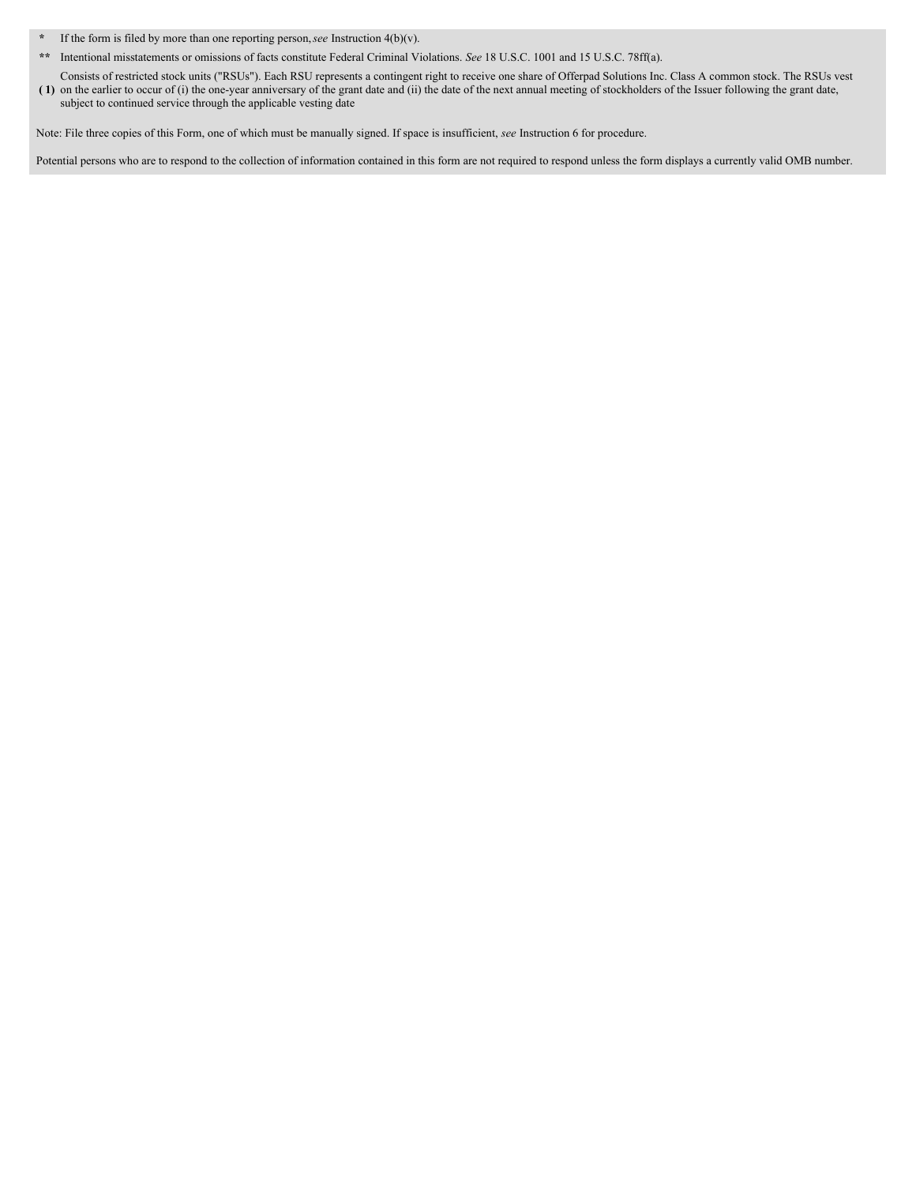\* If the form is filed by more than one reporting person, *see* Instruction 4(b)(v).

\*\* Intentional misstatements or omissions of facts constitute Federal Criminal Violations. *See* 18 U.S.C. 1001 and 15 U.S.C. 78ff(a).

(1) Consists of restricted stock units ("RSUs"). Each RSU represents a contingent right to receive one share of Offerpad Solutions Inc. Class A common stock. The RSUs vest on the earlier to occur of (i) the one-year anniversary of the grant date and (ii) the date of the next annual meeting of stockholders of the Issuer following the grant date, subject to continued service through the applicable vesting date

Note: File three copies of this Form, one of which must be manually signed. If space is insufficient, *see* Instruction 6 for procedure.

Potential persons who are to respond to the collection of information contained in this form are not required to respond unless the form displays a currently valid OMB number.